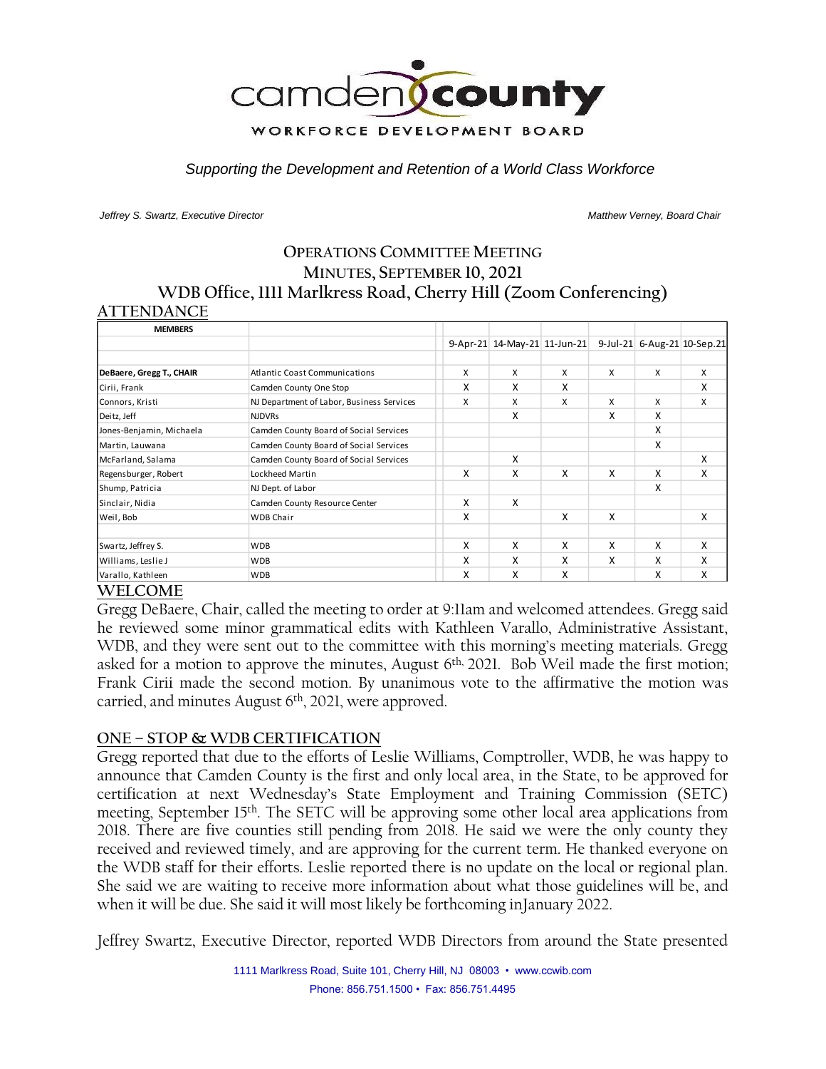# camden county

WORKFORCE DEVELOPMENT BOARD

*Supporting the Development and Retention of a World Class Workforce*

*Jeffrey S. Swartz, Executive Director* *Matthew Verney, Board Chair*

## OPERATIONS COMMITTEE MEETING
## MINUTES, SEPTEMBER 10, 2021
## WDB Office, 1111 Marlkress Road, Cherry Hill (Zoom Conferencing)

## ATTENDANCE

| MEMBERS | | 9-Apr-21 | 14-May-21 | 11-Jun-21 | 9-Jul-21 | 6-Aug-21 | 10-Sep.21 |
|---|---|---|---|---|---|---|---|
| **DeBaere, Gregg T., CHAIR** | Atlantic Coast Communications | X | X | X | X | X | X |
| Cirii, Frank | Camden County One Stop | X | X | X | | | X |
| Connors, Kristi | NJ Department of Labor, Business Services | X | X | X | X | X | X |
| Deitz, Jeff | NJDVRs | | X | | X | X | |
| Jones-Benjamin, Michaela | Camden County Board of Social Services | | | | | X | |
| Martin, Lauwana | Camden County Board of Social Services | | | | | X | |
| McFarland, Salama | Camden County Board of Social Services | | X | | | | X |
| Regensburger, Robert | Lockheed Martin | X | X | X | X | X | X |
| Shump, Patricia | NJ Dept. of Labor | | | | | X | |
| Sinclair, Nidia | Camden County Resource Center | X | X | | | | |
| Weil, Bob | WDB Chair | X | | X | X | | X |
| | | | | | | | |
| Swartz, Jeffrey S. | WDB | X | X | X | X | X | X |
| Williams, Leslie J | WDB | X | X | X | X | X | X |
| Varallo, Kathleen | WDB | X | X | X | | X | X |

## WELCOME

Gregg DeBaere, Chair, called the meeting to order at 9:11am and welcomed attendees. Gregg said he reviewed some minor grammatical edits with Kathleen Varallo, Administrative Assistant, WDB, and they were sent out to the committee with this morning's meeting materials. Gregg asked for a motion to approve the minutes, August 6th, 2021. Bob Weil made the first motion; Frank Cirii made the second motion. By unanimous vote to the affirmative the motion was carried, and minutes August 6th, 2021, were approved.

## ONE – STOP & WDB CERTIFICATION

Gregg reported that due to the efforts of Leslie Williams, Comptroller, WDB, he was happy to announce that Camden County is the first and only local area, in the State, to be approved for certification at next Wednesday's State Employment and Training Commission (SETC) meeting, September 15th. The SETC will be approving some other local area applications from 2018. There are five counties still pending from 2018. He said we were the only county they received and reviewed timely, and are approving for the current term. He thanked everyone on the WDB staff for their efforts. Leslie reported there is no update on the local or regional plan. She said we are waiting to receive more information about what those guidelines will be, and when it will be due. She said it will most likely be forthcoming inJanuary 2022.

Jeffrey Swartz, Executive Director, reported WDB Directors from around the State presented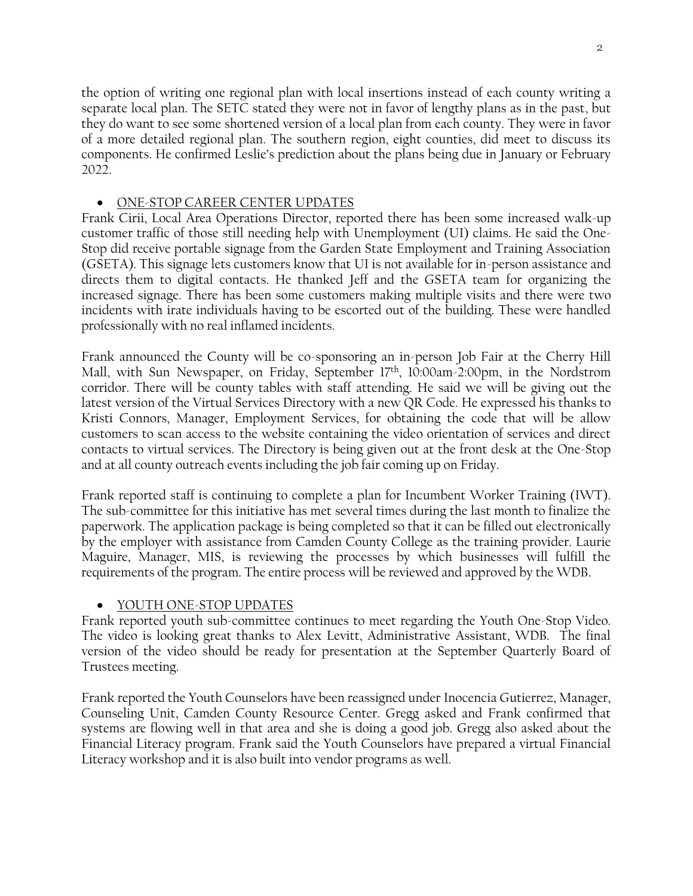the option of writing one regional plan with local insertions instead of each county writing a separate local plan. The SETC stated they were not in favor of lengthy plans as in the past, but they do want to see some shortened version of a local plan from each county. They were in favor of a more detailed regional plan. The southern region, eight counties, did meet to discuss its components. He confirmed Leslie's prediction about the plans being due in January or February 2022.

- ONE-STOP CAREER CENTER UPDATES

Frank Cirii, Local Area Operations Director, reported there has been some increased walk-up customer traffic of those still needing help with Unemployment (UI) claims. He said the One-Stop did receive portable signage from the Garden State Employment and Training Association (GSETA). This signage lets customers know that UI is not available for in-person assistance and directs them to digital contacts. He thanked Jeff and the GSETA team for organizing the increased signage. There has been some customers making multiple visits and there were two incidents with irate individuals having to be escorted out of the building. These were handled professionally with no real inflamed incidents.

Frank announced the County will be co-sponsoring an in-person Job Fair at the Cherry Hill Mall, with Sun Newspaper, on Friday, September 17th, 10:00am-2:00pm, in the Nordstrom corridor. There will be county tables with staff attending. He said we will be giving out the latest version of the Virtual Services Directory with a new QR Code. He expressed his thanks to Kristi Connors, Manager, Employment Services, for obtaining the code that will be allow customers to scan access to the website containing the video orientation of services and direct contacts to virtual services. The Directory is being given out at the front desk at the One-Stop and at all county outreach events including the job fair coming up on Friday.

Frank reported staff is continuing to complete a plan for Incumbent Worker Training (IWT). The sub-committee for this initiative has met several times during the last month to finalize the paperwork. The application package is being completed so that it can be filled out electronically by the employer with assistance from Camden County College as the training provider. Laurie Maguire, Manager, MIS, is reviewing the processes by which businesses will fulfill the requirements of the program. The entire process will be reviewed and approved by the WDB.

- YOUTH ONE-STOP UPDATES

Frank reported youth sub-committee continues to meet regarding the Youth One-Stop Video. The video is looking great thanks to Alex Levitt, Administrative Assistant, WDB. The final version of the video should be ready for presentation at the September Quarterly Board of Trustees meeting.

Frank reported the Youth Counselors have been reassigned under Inocencia Gutierrez, Manager, Counseling Unit, Camden County Resource Center. Gregg asked and Frank confirmed that systems are flowing well in that area and she is doing a good job. Gregg also asked about the Financial Literacy program. Frank said the Youth Counselors have prepared a virtual Financial Literacy workshop and it is also built into vendor programs as well.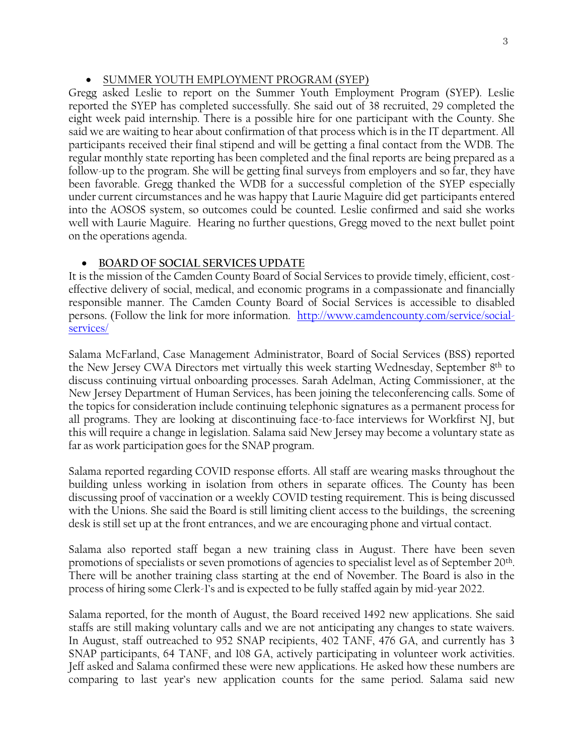- <u>SUMMER YOUTH EMPLOYMENT PROGRAM (SYEP)</u>

Gregg asked Leslie to report on the Summer Youth Employment Program (SYEP). Leslie reported the SYEP has completed successfully. She said out of 38 recruited, 29 completed the eight week paid internship. There is a possible hire for one participant with the County. She said we are waiting to hear about confirmation of that process which is in the IT department. All participants received their final stipend and will be getting a final contact from the WDB. The regular monthly state reporting has been completed and the final reports are being prepared as a follow-up to the program. She will be getting final surveys from employers and so far, they have been favorable. Gregg thanked the WDB for a successful completion of the SYEP especially under current circumstances and he was happy that Laurie Maguire did get participants entered into the AOSOS system, so outcomes could be counted. Leslie confirmed and said she works well with Laurie Maguire. Hearing no further questions, Gregg moved to the next bullet point on the operations agenda.

- **<u>BOARD OF SOCIAL SERVICES UPDATE</u>**

It is the mission of the Camden County Board of Social Services to provide timely, efficient, cost-effective delivery of social, medical, and economic programs in a compassionate and financially responsible manner. The Camden County Board of Social Services is accessible to disabled persons. (Follow the link for more information. [http://www.camdencounty.com/service/social-services/](http://www.camdencounty.com/service/social-services/)

Salama McFarland, Case Management Administrator, Board of Social Services (BSS) reported the New Jersey CWA Directors met virtually this week starting Wednesday, September 8th to discuss continuing virtual onboarding processes. Sarah Adelman, Acting Commissioner, at the New Jersey Department of Human Services, has been joining the teleconferencing calls. Some of the topics for consideration include continuing telephonic signatures as a permanent process for all programs. They are looking at discontinuing face-to-face interviews for Workfirst NJ, but this will require a change in legislation. Salama said New Jersey may become a voluntary state as far as work participation goes for the SNAP program.

Salama reported regarding COVID response efforts. All staff are wearing masks throughout the building unless working in isolation from others in separate offices. The County has been discussing proof of vaccination or a weekly COVID testing requirement. This is being discussed with the Unions. She said the Board is still limiting client access to the buildings, the screening desk is still set up at the front entrances, and we are encouraging phone and virtual contact.

Salama also reported staff began a new training class in August. There have been seven promotions of specialists or seven promotions of agencies to specialist level as of September 20th. There will be another training class starting at the end of November. The Board is also in the process of hiring some Clerk-1's and is expected to be fully staffed again by mid-year 2022.

Salama reported, for the month of August, the Board received 1492 new applications. She said staffs are still making voluntary calls and we are not anticipating any changes to state waivers. In August, staff outreached to 952 SNAP recipients, 402 TANF, 476 GA, and currently has 3 SNAP participants, 64 TANF, and 108 GA, actively participating in volunteer work activities. Jeff asked and Salama confirmed these were new applications. He asked how these numbers are comparing to last year's new application counts for the same period. Salama said new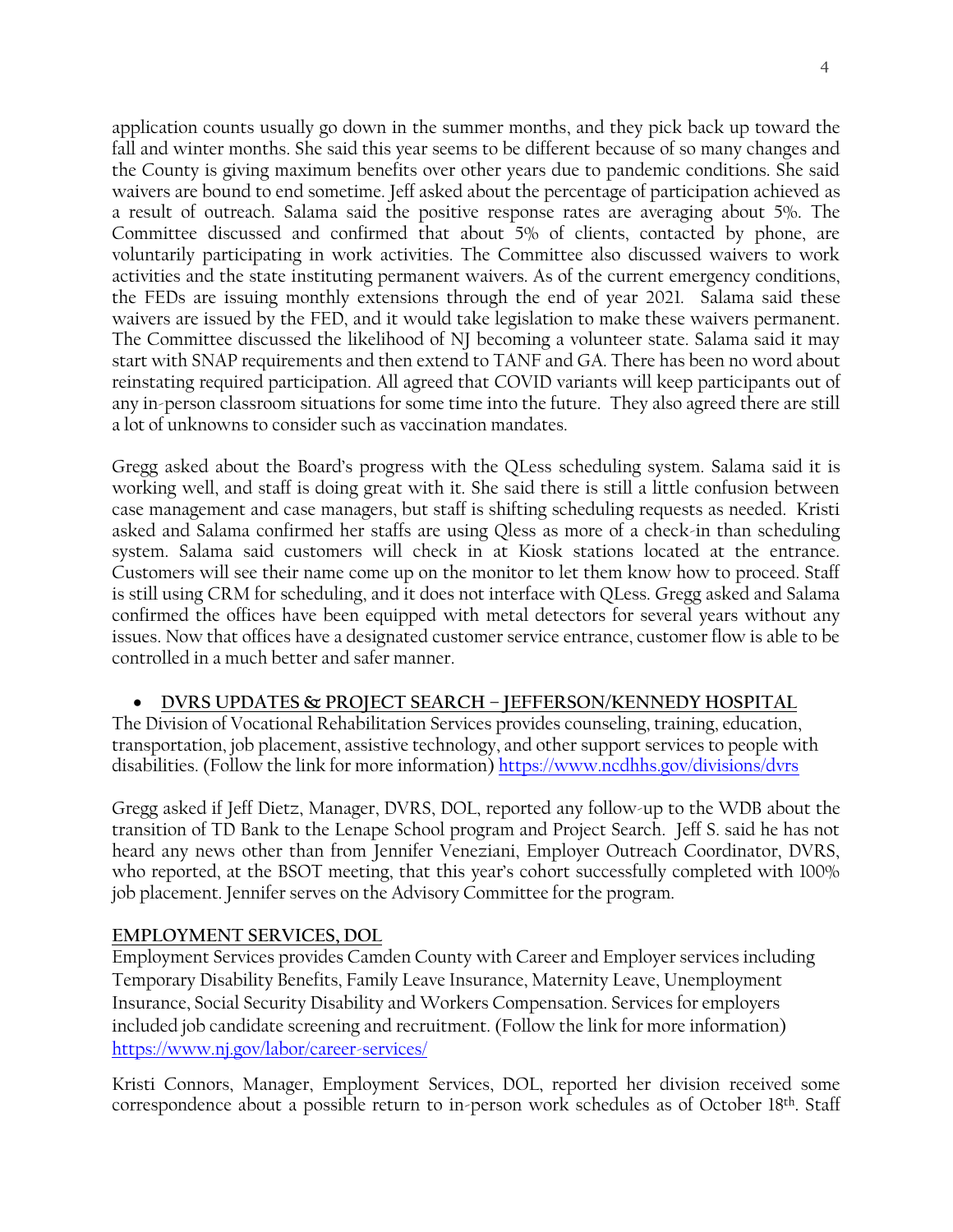application counts usually go down in the summer months, and they pick back up toward the fall and winter months. She said this year seems to be different because of so many changes and the County is giving maximum benefits over other years due to pandemic conditions. She said waivers are bound to end sometime. Jeff asked about the percentage of participation achieved as a result of outreach. Salama said the positive response rates are averaging about 5%. The Committee discussed and confirmed that about 5% of clients, contacted by phone, are voluntarily participating in work activities. The Committee also discussed waivers to work activities and the state instituting permanent waivers. As of the current emergency conditions, the FEDs are issuing monthly extensions through the end of year 2021. Salama said these waivers are issued by the FED, and it would take legislation to make these waivers permanent. The Committee discussed the likelihood of NJ becoming a volunteer state. Salama said it may start with SNAP requirements and then extend to TANF and GA. There has been no word about reinstating required participation. All agreed that COVID variants will keep participants out of any in-person classroom situations for some time into the future. They also agreed there are still a lot of unknowns to consider such as vaccination mandates.

Gregg asked about the Board's progress with the QLess scheduling system. Salama said it is working well, and staff is doing great with it. She said there is still a little confusion between case management and case managers, but staff is shifting scheduling requests as needed. Kristi asked and Salama confirmed her staffs are using Qless as more of a check-in than scheduling system. Salama said customers will check in at Kiosk stations located at the entrance. Customers will see their name come up on the monitor to let them know how to proceed. Staff is still using CRM for scheduling, and it does not interface with QLess. Gregg asked and Salama confirmed the offices have been equipped with metal detectors for several years without any issues. Now that offices have a designated customer service entrance, customer flow is able to be controlled in a much better and safer manner.

- **DVRS UPDATES & PROJECT SEARCH – JEFFERSON/KENNEDY HOSPITAL**

The Division of Vocational Rehabilitation Services provides counseling, training, education, transportation, job placement, assistive technology, and other support services to people with disabilities. (Follow the link for more information) https://www.ncdhhs.gov/divisions/dvrs

Gregg asked if Jeff Dietz, Manager, DVRS, DOL, reported any follow-up to the WDB about the transition of TD Bank to the Lenape School program and Project Search. Jeff S. said he has not heard any news other than from Jennifer Veneziani, Employer Outreach Coordinator, DVRS, who reported, at the BSOT meeting, that this year's cohort successfully completed with 100% job placement. Jennifer serves on the Advisory Committee for the program.

**EMPLOYMENT SERVICES, DOL**

Employment Services provides Camden County with Career and Employer services including Temporary Disability Benefits, Family Leave Insurance, Maternity Leave, Unemployment Insurance, Social Security Disability and Workers Compensation. Services for employers included job candidate screening and recruitment. (Follow the link for more information) https://www.nj.gov/labor/career-services/

Kristi Connors, Manager, Employment Services, DOL, reported her division received some correspondence about a possible return to in-person work schedules as of October 18th. Staff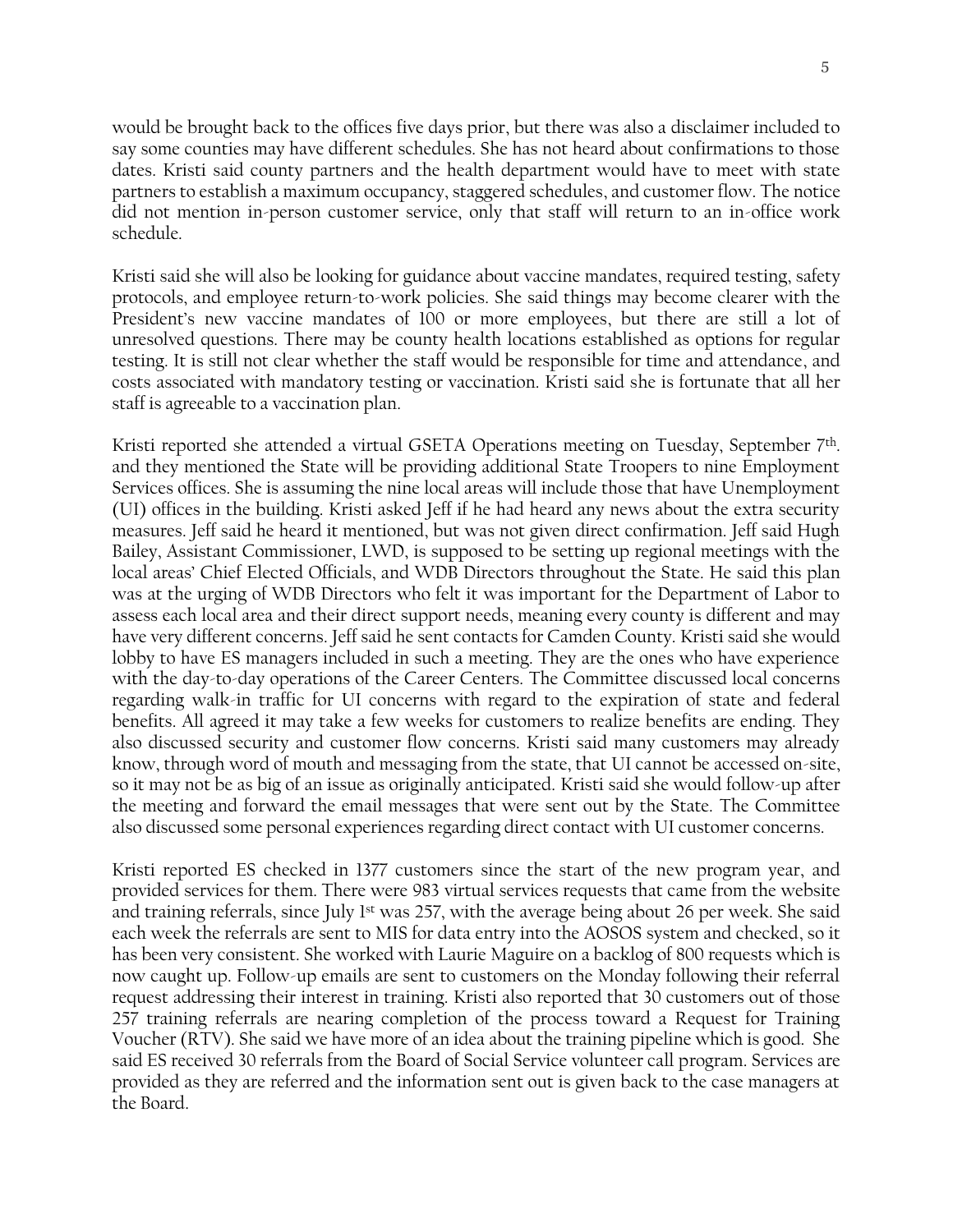would be brought back to the offices five days prior, but there was also a disclaimer included to say some counties may have different schedules. She has not heard about confirmations to those dates. Kristi said county partners and the health department would have to meet with state partners to establish a maximum occupancy, staggered schedules, and customer flow. The notice did not mention in-person customer service, only that staff will return to an in-office work schedule.

Kristi said she will also be looking for guidance about vaccine mandates, required testing, safety protocols, and employee return-to-work policies. She said things may become clearer with the President's new vaccine mandates of 100 or more employees, but there are still a lot of unresolved questions. There may be county health locations established as options for regular testing. It is still not clear whether the staff would be responsible for time and attendance, and costs associated with mandatory testing or vaccination. Kristi said she is fortunate that all her staff is agreeable to a vaccination plan.

Kristi reported she attended a virtual GSETA Operations meeting on Tuesday, September 7th. and they mentioned the State will be providing additional State Troopers to nine Employment Services offices. She is assuming the nine local areas will include those that have Unemployment (UI) offices in the building. Kristi asked Jeff if he had heard any news about the extra security measures. Jeff said he heard it mentioned, but was not given direct confirmation. Jeff said Hugh Bailey, Assistant Commissioner, LWD, is supposed to be setting up regional meetings with the local areas' Chief Elected Officials, and WDB Directors throughout the State. He said this plan was at the urging of WDB Directors who felt it was important for the Department of Labor to assess each local area and their direct support needs, meaning every county is different and may have very different concerns. Jeff said he sent contacts for Camden County. Kristi said she would lobby to have ES managers included in such a meeting. They are the ones who have experience with the day-to-day operations of the Career Centers. The Committee discussed local concerns regarding walk-in traffic for UI concerns with regard to the expiration of state and federal benefits. All agreed it may take a few weeks for customers to realize benefits are ending. They also discussed security and customer flow concerns. Kristi said many customers may already know, through word of mouth and messaging from the state, that UI cannot be accessed on-site, so it may not be as big of an issue as originally anticipated. Kristi said she would follow-up after the meeting and forward the email messages that were sent out by the State. The Committee also discussed some personal experiences regarding direct contact with UI customer concerns.

Kristi reported ES checked in 1377 customers since the start of the new program year, and provided services for them. There were 983 virtual services requests that came from the website and training referrals, since July 1st was 257, with the average being about 26 per week. She said each week the referrals are sent to MIS for data entry into the AOSOS system and checked, so it has been very consistent. She worked with Laurie Maguire on a backlog of 800 requests which is now caught up. Follow-up emails are sent to customers on the Monday following their referral request addressing their interest in training. Kristi also reported that 30 customers out of those 257 training referrals are nearing completion of the process toward a Request for Training Voucher (RTV). She said we have more of an idea about the training pipeline which is good. She said ES received 30 referrals from the Board of Social Service volunteer call program. Services are provided as they are referred and the information sent out is given back to the case managers at the Board.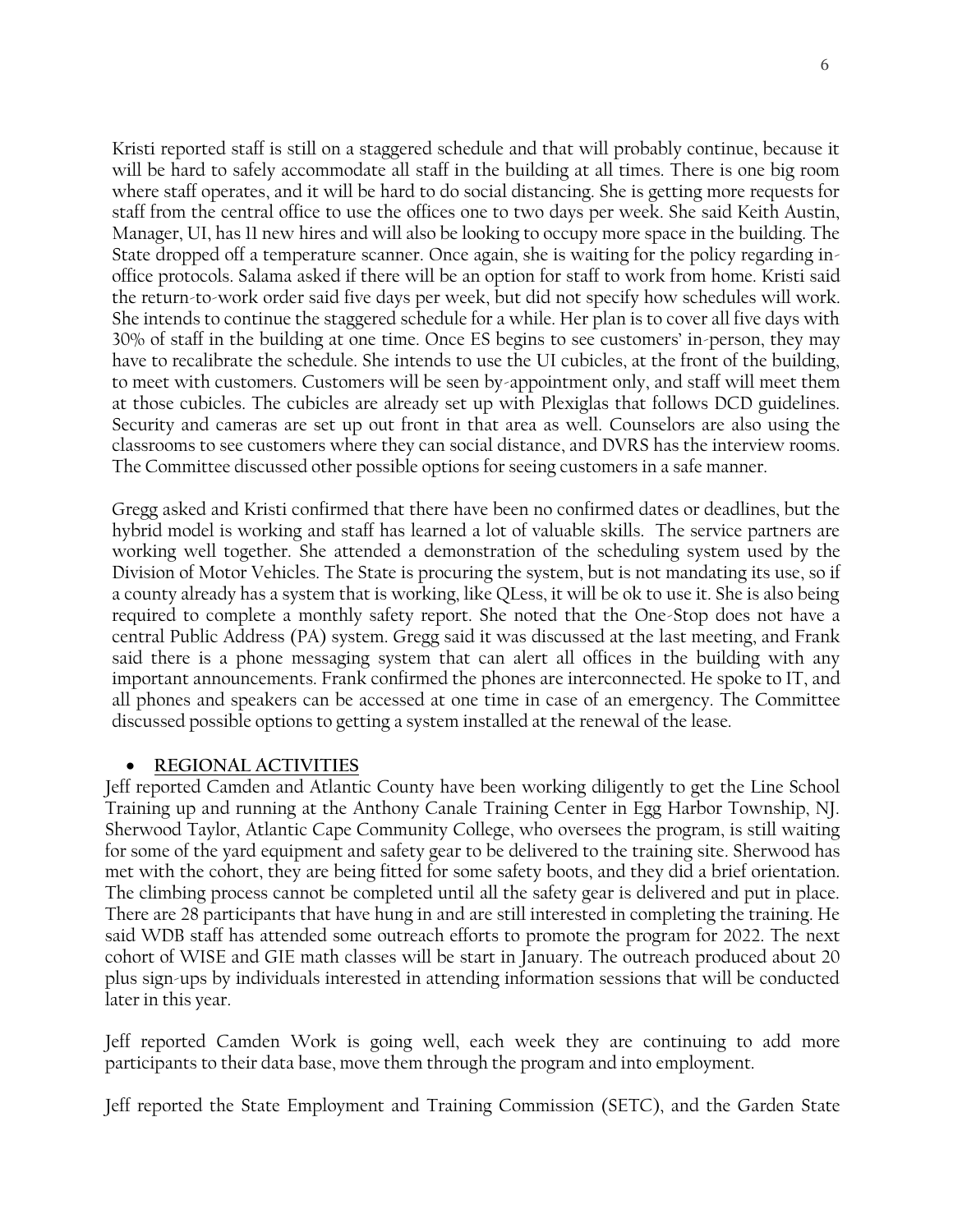Kristi reported staff is still on a staggered schedule and that will probably continue, because it will be hard to safely accommodate all staff in the building at all times. There is one big room where staff operates, and it will be hard to do social distancing. She is getting more requests for staff from the central office to use the offices one to two days per week. She said Keith Austin, Manager, UI, has 11 new hires and will also be looking to occupy more space in the building. The State dropped off a temperature scanner. Once again, she is waiting for the policy regarding in-office protocols. Salama asked if there will be an option for staff to work from home. Kristi said the return-to-work order said five days per week, but did not specify how schedules will work. She intends to continue the staggered schedule for a while. Her plan is to cover all five days with 30% of staff in the building at one time. Once ES begins to see customers' in-person, they may have to recalibrate the schedule. She intends to use the UI cubicles, at the front of the building, to meet with customers. Customers will be seen by-appointment only, and staff will meet them at those cubicles. The cubicles are already set up with Plexiglas that follows DCD guidelines. Security and cameras are set up out front in that area as well. Counselors are also using the classrooms to see customers where they can social distance, and DVRS has the interview rooms. The Committee discussed other possible options for seeing customers in a safe manner.

Gregg asked and Kristi confirmed that there have been no confirmed dates or deadlines, but the hybrid model is working and staff has learned a lot of valuable skills. The service partners are working well together. She attended a demonstration of the scheduling system used by the Division of Motor Vehicles. The State is procuring the system, but is not mandating its use, so if a county already has a system that is working, like QLess, it will be ok to use it. She is also being required to complete a monthly safety report. She noted that the One-Stop does not have a central Public Address (PA) system. Gregg said it was discussed at the last meeting, and Frank said there is a phone messaging system that can alert all offices in the building with any important announcements. Frank confirmed the phones are interconnected. He spoke to IT, and all phones and speakers can be accessed at one time in case of an emergency. The Committee discussed possible options to getting a system installed at the renewal of the lease.

- **REGIONAL ACTIVITIES**

Jeff reported Camden and Atlantic County have been working diligently to get the Line School Training up and running at the Anthony Canale Training Center in Egg Harbor Township, NJ. Sherwood Taylor, Atlantic Cape Community College, who oversees the program, is still waiting for some of the yard equipment and safety gear to be delivered to the training site. Sherwood has met with the cohort, they are being fitted for some safety boots, and they did a brief orientation. The climbing process cannot be completed until all the safety gear is delivered and put in place. There are 28 participants that have hung in and are still interested in completing the training. He said WDB staff has attended some outreach efforts to promote the program for 2022. The next cohort of WISE and GIE math classes will be start in January. The outreach produced about 20 plus sign-ups by individuals interested in attending information sessions that will be conducted later in this year.

Jeff reported Camden Work is going well, each week they are continuing to add more participants to their data base, move them through the program and into employment.

Jeff reported the State Employment and Training Commission (SETC), and the Garden State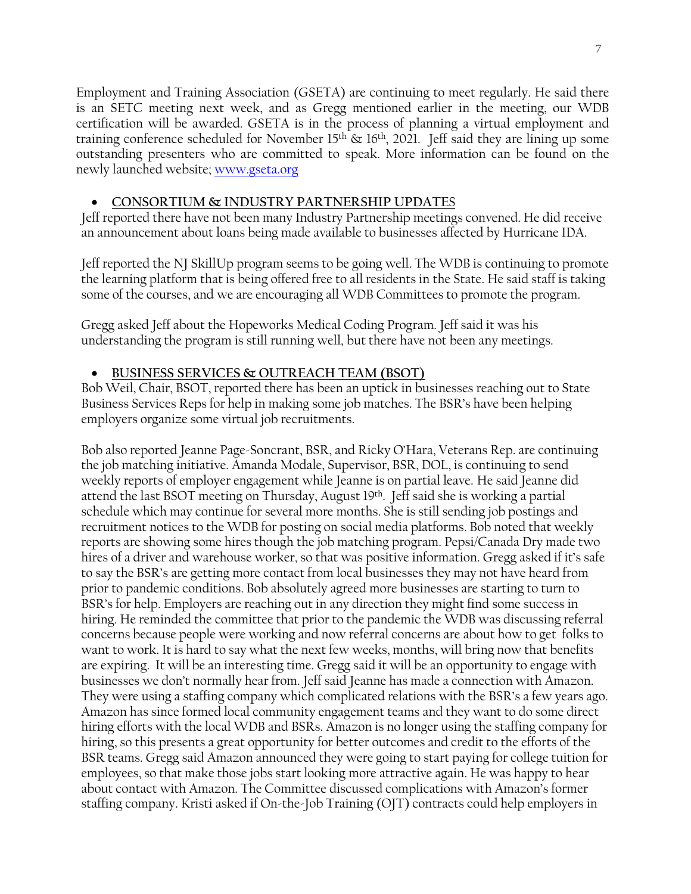Employment and Training Association (GSETA) are continuing to meet regularly. He said there is an SETC meeting next week, and as Gregg mentioned earlier in the meeting, our WDB certification will be awarded. GSETA is in the process of planning a virtual employment and training conference scheduled for November 15th & 16th, 2021. Jeff said they are lining up some outstanding presenters who are committed to speak. More information can be found on the newly launched website; www.gseta.org

- **CONSORTIUM & INDUSTRY PARTNERSHIP UPDATES**

Jeff reported there have not been many Industry Partnership meetings convened. He did receive an announcement about loans being made available to businesses affected by Hurricane IDA.

Jeff reported the NJ SkillUp program seems to be going well. The WDB is continuing to promote the learning platform that is being offered free to all residents in the State. He said staff is taking some of the courses, and we are encouraging all WDB Committees to promote the program.

Gregg asked Jeff about the Hopeworks Medical Coding Program. Jeff said it was his understanding the program is still running well, but there have not been any meetings.

- **BUSINESS SERVICES & OUTREACH TEAM (BSOT)**

Bob Weil, Chair, BSOT, reported there has been an uptick in businesses reaching out to State Business Services Reps for help in making some job matches. The BSR's have been helping employers organize some virtual job recruitments.

Bob also reported Jeanne Page-Soncrant, BSR, and Ricky O'Hara, Veterans Rep. are continuing the job matching initiative. Amanda Modale, Supervisor, BSR, DOL, is continuing to send weekly reports of employer engagement while Jeanne is on partial leave. He said Jeanne did attend the last BSOT meeting on Thursday, August 19th. Jeff said she is working a partial schedule which may continue for several more months. She is still sending job postings and recruitment notices to the WDB for posting on social media platforms. Bob noted that weekly reports are showing some hires though the job matching program. Pepsi/Canada Dry made two hires of a driver and warehouse worker, so that was positive information. Gregg asked if it's safe to say the BSR's are getting more contact from local businesses they may not have heard from prior to pandemic conditions. Bob absolutely agreed more businesses are starting to turn to BSR's for help. Employers are reaching out in any direction they might find some success in hiring. He reminded the committee that prior to the pandemic the WDB was discussing referral concerns because people were working and now referral concerns are about how to get folks to want to work. It is hard to say what the next few weeks, months, will bring now that benefits are expiring. It will be an interesting time. Gregg said it will be an opportunity to engage with businesses we don't normally hear from. Jeff said Jeanne has made a connection with Amazon. They were using a staffing company which complicated relations with the BSR's a few years ago. Amazon has since formed local community engagement teams and they want to do some direct hiring efforts with the local WDB and BSRs. Amazon is no longer using the staffing company for hiring, so this presents a great opportunity for better outcomes and credit to the efforts of the BSR teams. Gregg said Amazon announced they were going to start paying for college tuition for employees, so that make those jobs start looking more attractive again. He was happy to hear about contact with Amazon. The Committee discussed complications with Amazon's former staffing company. Kristi asked if On-the-Job Training (OJT) contracts could help employers in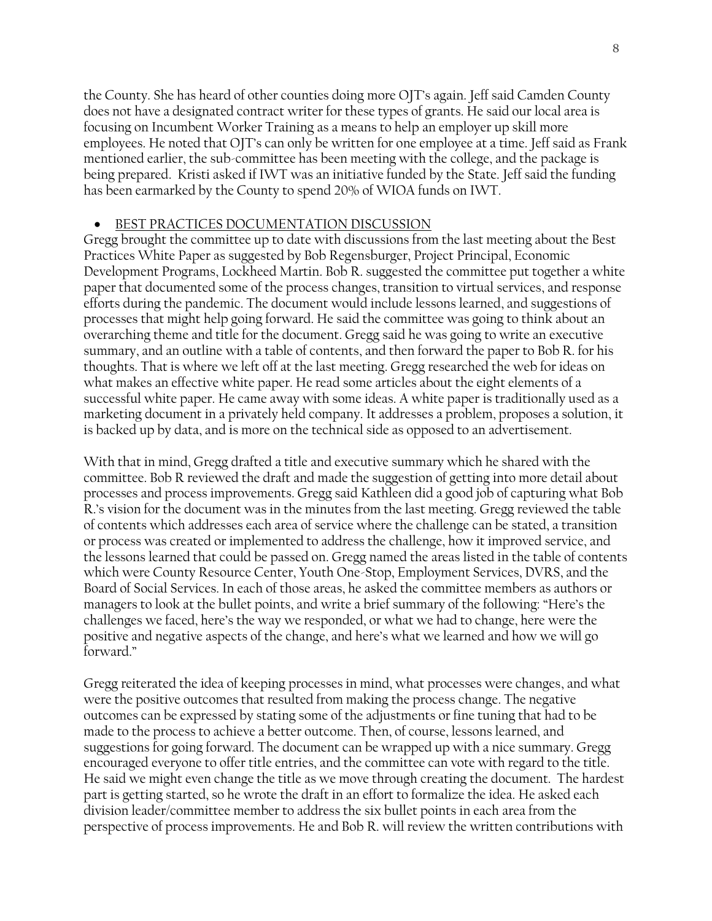the County. She has heard of other counties doing more OJT's again. Jeff said Camden County does not have a designated contract writer for these types of grants. He said our local area is focusing on Incumbent Worker Training as a means to help an employer up skill more employees. He noted that OJT's can only be written for one employee at a time. Jeff said as Frank mentioned earlier, the sub-committee has been meeting with the college, and the package is being prepared. Kristi asked if IWT was an initiative funded by the State. Jeff said the funding has been earmarked by the County to spend 20% of WIOA funds on IWT.

- BEST PRACTICES DOCUMENTATION DISCUSSION

Gregg brought the committee up to date with discussions from the last meeting about the Best Practices White Paper as suggested by Bob Regensburger, Project Principal, Economic Development Programs, Lockheed Martin. Bob R. suggested the committee put together a white paper that documented some of the process changes, transition to virtual services, and response efforts during the pandemic. The document would include lessons learned, and suggestions of processes that might help going forward. He said the committee was going to think about an overarching theme and title for the document. Gregg said he was going to write an executive summary, and an outline with a table of contents, and then forward the paper to Bob R. for his thoughts. That is where we left off at the last meeting. Gregg researched the web for ideas on what makes an effective white paper. He read some articles about the eight elements of a successful white paper. He came away with some ideas. A white paper is traditionally used as a marketing document in a privately held company. It addresses a problem, proposes a solution, it is backed up by data, and is more on the technical side as opposed to an advertisement.

With that in mind, Gregg drafted a title and executive summary which he shared with the committee. Bob R reviewed the draft and made the suggestion of getting into more detail about processes and process improvements. Gregg said Kathleen did a good job of capturing what Bob R.'s vision for the document was in the minutes from the last meeting. Gregg reviewed the table of contents which addresses each area of service where the challenge can be stated, a transition or process was created or implemented to address the challenge, how it improved service, and the lessons learned that could be passed on. Gregg named the areas listed in the table of contents which were County Resource Center, Youth One-Stop, Employment Services, DVRS, and the Board of Social Services. In each of those areas, he asked the committee members as authors or managers to look at the bullet points, and write a brief summary of the following: "Here's the challenges we faced, here's the way we responded, or what we had to change, here were the positive and negative aspects of the change, and here's what we learned and how we will go forward."

Gregg reiterated the idea of keeping processes in mind, what processes were changes, and what were the positive outcomes that resulted from making the process change. The negative outcomes can be expressed by stating some of the adjustments or fine tuning that had to be made to the process to achieve a better outcome. Then, of course, lessons learned, and suggestions for going forward. The document can be wrapped up with a nice summary. Gregg encouraged everyone to offer title entries, and the committee can vote with regard to the title. He said we might even change the title as we move through creating the document. The hardest part is getting started, so he wrote the draft in an effort to formalize the idea. He asked each division leader/committee member to address the six bullet points in each area from the perspective of process improvements. He and Bob R. will review the written contributions with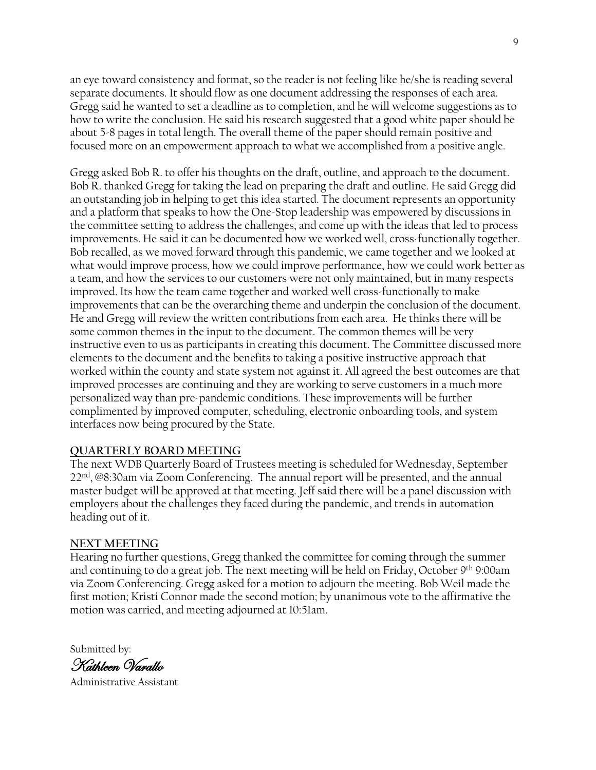an eye toward consistency and format, so the reader is not feeling like he/she is reading several separate documents. It should flow as one document addressing the responses of each area. Gregg said he wanted to set a deadline as to completion, and he will welcome suggestions as to how to write the conclusion. He said his research suggested that a good white paper should be about 5-8 pages in total length. The overall theme of the paper should remain positive and focused more on an empowerment approach to what we accomplished from a positive angle.

Gregg asked Bob R. to offer his thoughts on the draft, outline, and approach to the document. Bob R. thanked Gregg for taking the lead on preparing the draft and outline. He said Gregg did an outstanding job in helping to get this idea started. The document represents an opportunity and a platform that speaks to how the One-Stop leadership was empowered by discussions in the committee setting to address the challenges, and come up with the ideas that led to process improvements. He said it can be documented how we worked well, cross-functionally together. Bob recalled, as we moved forward through this pandemic, we came together and we looked at what would improve process, how we could improve performance, how we could work better as a team, and how the services to our customers were not only maintained, but in many respects improved. Its how the team came together and worked well cross-functionally to make improvements that can be the overarching theme and underpin the conclusion of the document. He and Gregg will review the written contributions from each area. He thinks there will be some common themes in the input to the document. The common themes will be very instructive even to us as participants in creating this document. The Committee discussed more elements to the document and the benefits to taking a positive instructive approach that worked within the county and state system not against it. All agreed the best outcomes are that improved processes are continuing and they are working to serve customers in a much more personalized way than pre-pandemic conditions. These improvements will be further complimented by improved computer, scheduling, electronic onboarding tools, and system interfaces now being procured by the State.

**QUARTERLY BOARD MEETING**

The next WDB Quarterly Board of Trustees meeting is scheduled for Wednesday, September 22nd, @8:30am via Zoom Conferencing. The annual report will be presented, and the annual master budget will be approved at that meeting. Jeff said there will be a panel discussion with employers about the challenges they faced during the pandemic, and trends in automation heading out of it.

**NEXT MEETING**

Hearing no further questions, Gregg thanked the committee for coming through the summer and continuing to do a great job. The next meeting will be held on Friday, October 9th 9:00am via Zoom Conferencing. Gregg asked for a motion to adjourn the meeting. Bob Weil made the first motion; Kristi Connor made the second motion; by unanimous vote to the affirmative the motion was carried, and meeting adjourned at 10:51am.

Submitted by:

*Kathleen Varallo*

Administrative Assistant